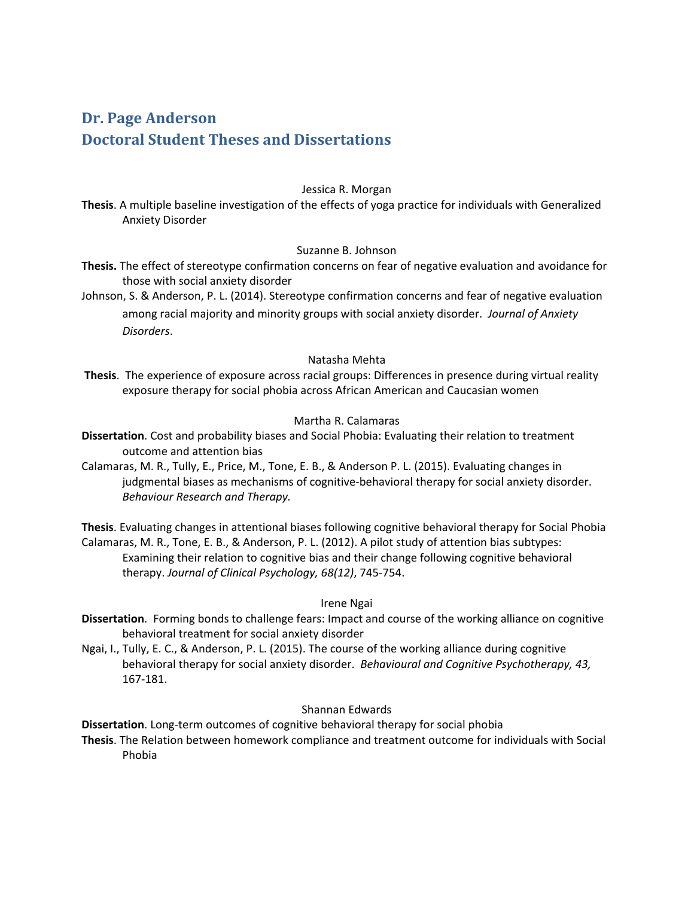# Dr. Page Anderson
# Doctoral Student Theses and Dissertations

Jessica R. Morgan

**Thesis**. A multiple baseline investigation of the effects of yoga practice for individuals with Generalized Anxiety Disorder

Suzanne B. Johnson

**Thesis.** The effect of stereotype confirmation concerns on fear of negative evaluation and avoidance for those with social anxiety disorder

Johnson, S. & Anderson, P. L. (2014). Stereotype confirmation concerns and fear of negative evaluation among racial majority and minority groups with social anxiety disorder. *Journal of Anxiety Disorders*.

Natasha Mehta

**Thesis**. The experience of exposure across racial groups: Differences in presence during virtual reality exposure therapy for social phobia across African American and Caucasian women

Martha R. Calamaras

**Dissertation**. Cost and probability biases and Social Phobia: Evaluating their relation to treatment outcome and attention bias

Calamaras, M. R., Tully, E., Price, M., Tone, E. B., & Anderson P. L. (2015). Evaluating changes in judgmental biases as mechanisms of cognitive-behavioral therapy for social anxiety disorder. *Behaviour Research and Therapy.*

**Thesis**. Evaluating changes in attentional biases following cognitive behavioral therapy for Social Phobia

Calamaras, M. R., Tone, E. B., & Anderson, P. L. (2012). A pilot study of attention bias subtypes: Examining their relation to cognitive bias and their change following cognitive behavioral therapy. *Journal of Clinical Psychology, 68(12)*, 745-754.

Irene Ngai

**Dissertation**. Forming bonds to challenge fears: Impact and course of the working alliance on cognitive behavioral treatment for social anxiety disorder

Ngai, I., Tully, E. C., & Anderson, P. L. (2015). The course of the working alliance during cognitive behavioral therapy for social anxiety disorder. *Behavioural and Cognitive Psychotherapy, 43,* 167-181.

Shannan Edwards

**Dissertation**. Long-term outcomes of cognitive behavioral therapy for social phobia

**Thesis**. The Relation between homework compliance and treatment outcome for individuals with Social Phobia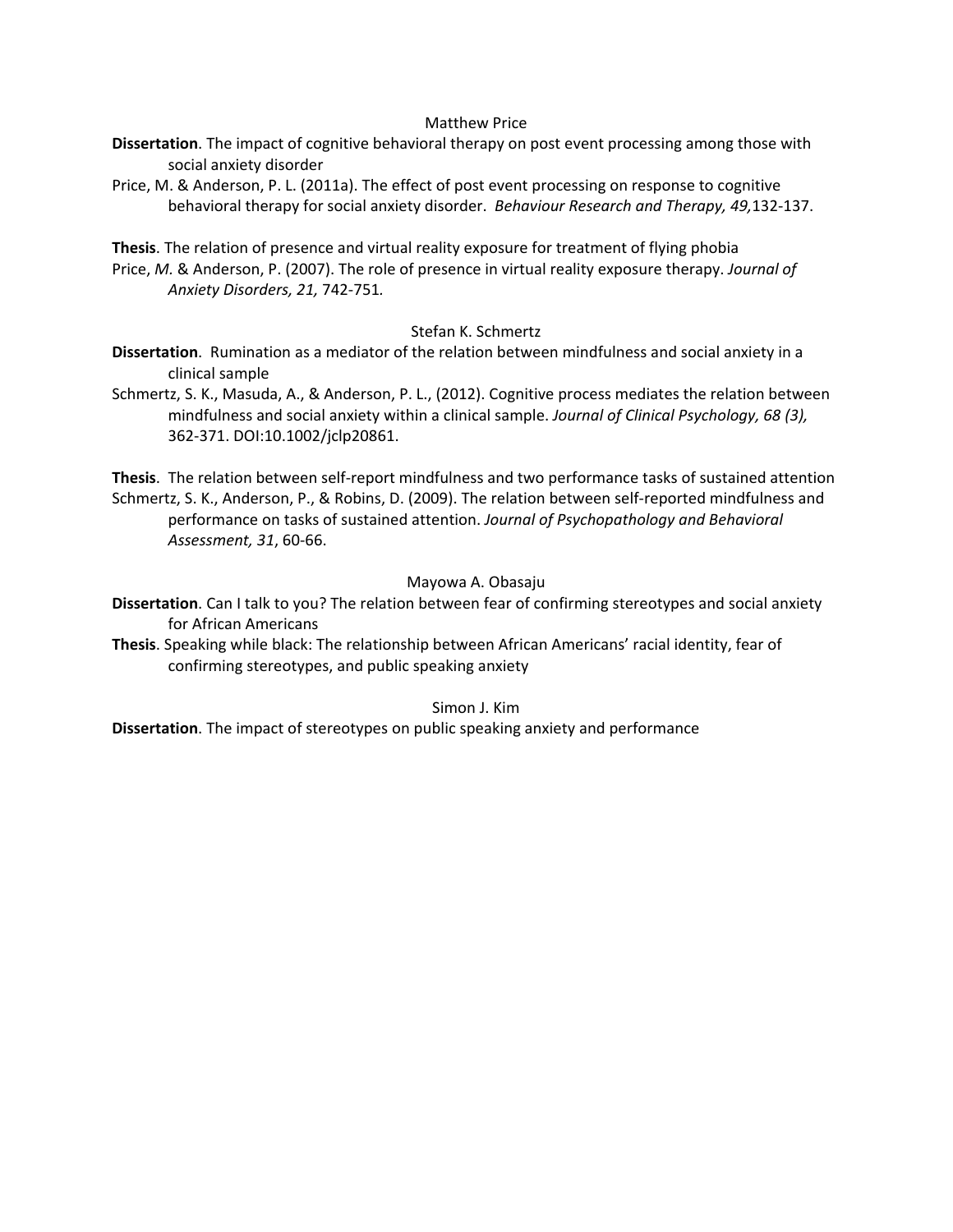Matthew Price

**Dissertation**. The impact of cognitive behavioral therapy on post event processing among those with social anxiety disorder

Price, M. & Anderson, P. L. (2011a). The effect of post event processing on response to cognitive behavioral therapy for social anxiety disorder. *Behaviour Research and Therapy, 49,*132-137.

**Thesis**. The relation of presence and virtual reality exposure for treatment of flying phobia

Price, *M.* & Anderson, P. (2007). The role of presence in virtual reality exposure therapy. *Journal of Anxiety Disorders, 21,* 742-751*.*

Stefan K. Schmertz

**Dissertation**. Rumination as a mediator of the relation between mindfulness and social anxiety in a clinical sample

Schmertz, S. K., Masuda, A., & Anderson, P. L., (2012). Cognitive process mediates the relation between mindfulness and social anxiety within a clinical sample. *Journal of Clinical Psychology, 68 (3),* 362-371. DOI:10.1002/jclp20861.

**Thesis**. The relation between self-report mindfulness and two performance tasks of sustained attention

Schmertz, S. K., Anderson, P., & Robins, D. (2009). The relation between self-reported mindfulness and performance on tasks of sustained attention. *Journal of Psychopathology and Behavioral Assessment, 31*, 60-66.

Mayowa A. Obasaju

**Dissertation**. Can I talk to you? The relation between fear of confirming stereotypes and social anxiety for African Americans

**Thesis**. Speaking while black: The relationship between African Americans' racial identity, fear of confirming stereotypes, and public speaking anxiety

Simon J. Kim

**Dissertation**. The impact of stereotypes on public speaking anxiety and performance